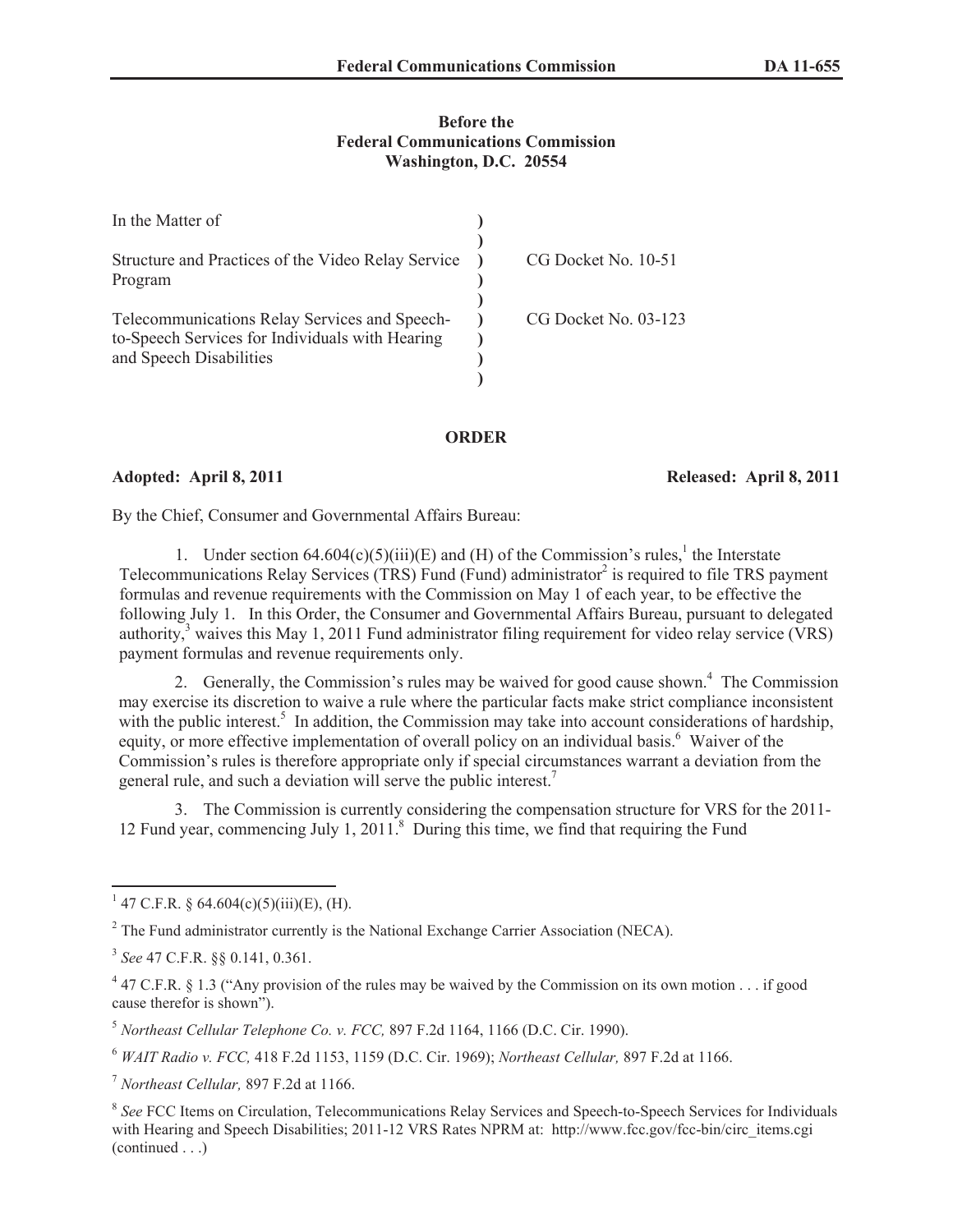**Before the**
**Federal Communications Commission**
**Washington, D.C. 20554**

| | | |
|---|---|---|
| In the Matter of | ) | |
| | ) | |
| Structure and Practices of the Video Relay Service Program | ) | CG Docket No. 10-51 |
| | ) | |
| Telecommunications Relay Services and Speech-to-Speech Services for Individuals with Hearing and Speech Disabilities | ) | CG Docket No. 03-123 |
| | ) | |

## ORDER

**Adopted: April 8, 2011** **Released: April 8, 2011**

By the Chief, Consumer and Governmental Affairs Bureau:

1. Under section 64.604(c)(5)(iii)(E) and (H) of the Commission's rules,[1] the Interstate Telecommunications Relay Services (TRS) Fund (Fund) administrator[2] is required to file TRS payment formulas and revenue requirements with the Commission on May 1 of each year, to be effective the following July 1. In this Order, the Consumer and Governmental Affairs Bureau, pursuant to delegated authority,[3] waives this May 1, 2011 Fund administrator filing requirement for video relay service (VRS) payment formulas and revenue requirements only.

2. Generally, the Commission's rules may be waived for good cause shown.[4] The Commission may exercise its discretion to waive a rule where the particular facts make strict compliance inconsistent with the public interest.[5] In addition, the Commission may take into account considerations of hardship, equity, or more effective implementation of overall policy on an individual basis.[6] Waiver of the Commission's rules is therefore appropriate only if special circumstances warrant a deviation from the general rule, and such a deviation will serve the public interest.[7]

3. The Commission is currently considering the compensation structure for VRS for the 2011-12 Fund year, commencing July 1, 2011.[8] During this time, we find that requiring the Fund

---

[1] 47 C.F.R. § 64.604(c)(5)(iii)(E), (H).

[2] The Fund administrator currently is the National Exchange Carrier Association (NECA).

[3] *See* 47 C.F.R. §§ 0.141, 0.361.

[4] 47 C.F.R. § 1.3 ("Any provision of the rules may be waived by the Commission on its own motion . . . if good cause therefor is shown").

[5] *Northeast Cellular Telephone Co. v. FCC,* 897 F.2d 1164, 1166 (D.C. Cir. 1990).

[6] *WAIT Radio v. FCC,* 418 F.2d 1153, 1159 (D.C. Cir. 1969); *Northeast Cellular,* 897 F.2d at 1166.

[7] *Northeast Cellular,* 897 F.2d at 1166.

[8] *See* FCC Items on Circulation, Telecommunications Relay Services and Speech-to-Speech Services for Individuals with Hearing and Speech Disabilities; 2011-12 VRS Rates NPRM at: http://www.fcc.gov/fcc-bin/circ_items.cgi (continued . . .)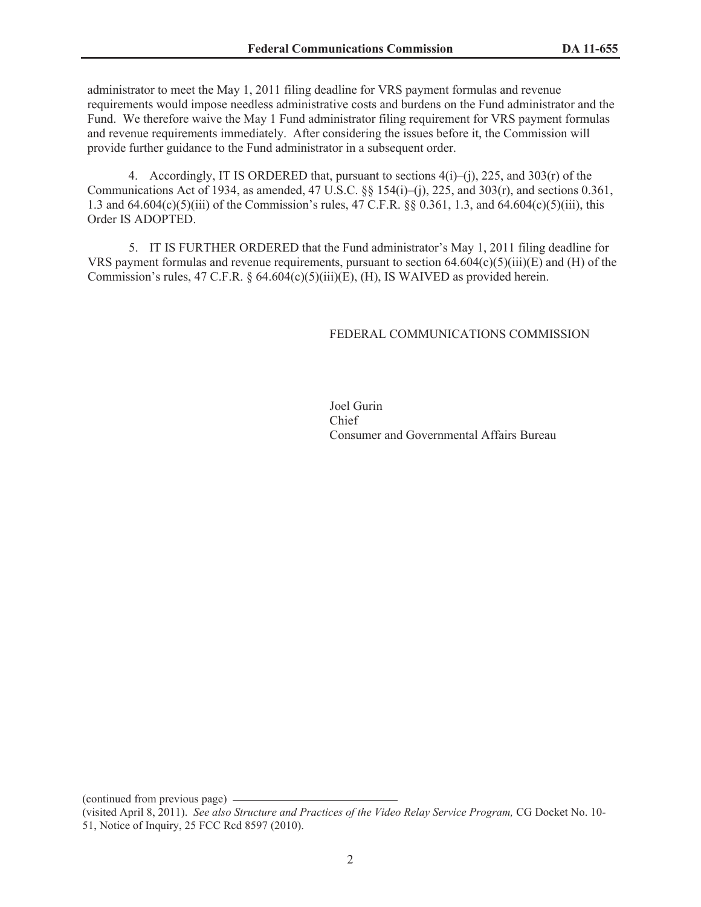administrator to meet the May 1, 2011 filing deadline for VRS payment formulas and revenue requirements would impose needless administrative costs and burdens on the Fund administrator and the Fund. We therefore waive the May 1 Fund administrator filing requirement for VRS payment formulas and revenue requirements immediately. After considering the issues before it, the Commission will provide further guidance to the Fund administrator in a subsequent order.

4. Accordingly, IT IS ORDERED that, pursuant to sections 4(i)–(j), 225, and 303(r) of the Communications Act of 1934, as amended, 47 U.S.C. §§ 154(i)–(j), 225, and 303(r), and sections 0.361, 1.3 and 64.604(c)(5)(iii) of the Commission's rules, 47 C.F.R. §§ 0.361, 1.3, and 64.604(c)(5)(iii), this Order IS ADOPTED.

5. IT IS FURTHER ORDERED that the Fund administrator's May 1, 2011 filing deadline for VRS payment formulas and revenue requirements, pursuant to section 64.604(c)(5)(iii)(E) and (H) of the Commission's rules, 47 C.F.R. § 64.604(c)(5)(iii)(E), (H), IS WAIVED as provided herein.

FEDERAL COMMUNICATIONS COMMISSION

Joel Gurin
Chief
Consumer and Governmental Affairs Bureau

(continued from previous page)
(visited April 8, 2011). *See also Structure and Practices of the Video Relay Service Program,* CG Docket No. 10-51, Notice of Inquiry, 25 FCC Rcd 8597 (2010).